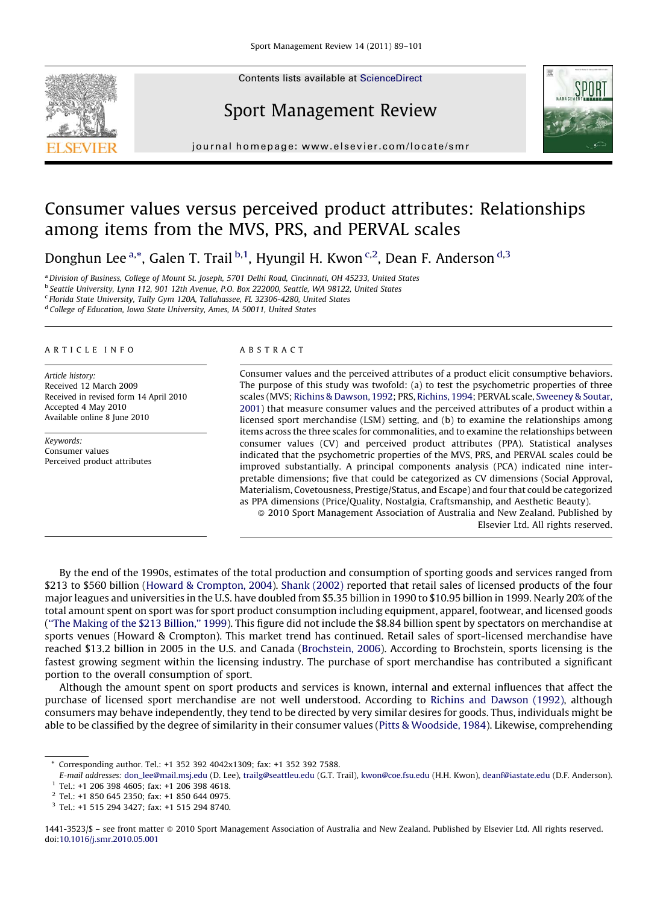Contents lists available at ScienceDirect

# Sport Management Review

journal homepage: www.elsevier.com/locate/smr

# Consumer values versus perceived product attributes: Relationships among items from the MVS, PRS, and PERVAL scales

Donghun Lee [a,*], Galen T. Trail [b,1], Hyungil H. Kwon [c,2], Dean F. Anderson [d,3]

[a] Division of Business, College of Mount St. Joseph, 5701 Delhi Road, Cincinnati, OH 45233, United States
[b] Seattle University, Lynn 112, 901 12th Avenue, P.O. Box 222000, Seattle, WA 98122, United States
[c] Florida State University, Tully Gym 120A, Tallahassee, FL 32306-4280, United States
[d] College of Education, Iowa State University, Ames, IA 50011, United States

## ARTICLE INFO

*Article history:*
Received 12 March 2009
Received in revised form 14 April 2010
Accepted 4 May 2010
Available online 8 June 2010

*Keywords:*
Consumer values
Perceived product attributes

## ABSTRACT

Consumer values and the perceived attributes of a product elicit consumptive behaviors. The purpose of this study was twofold: (a) to test the psychometric properties of three scales (MVS; Richins & Dawson, 1992; PRS, Richins, 1994; PERVAL scale, Sweeney & Soutar, 2001) that measure consumer values and the perceived attributes of a product within a licensed sport merchandise (LSM) setting, and (b) to examine the relationships among items across the three scales for commonalities, and to examine the relationships between consumer values (CV) and perceived product attributes (PPA). Statistical analyses indicated that the psychometric properties of the MVS, PRS, and PERVAL scales could be improved substantially. A principal components analysis (PCA) indicated nine interpretable dimensions; five that could be categorized as CV dimensions (Social Approval, Materialism, Covetousness, Prestige/Status, and Escape) and four that could be categorized as PPA dimensions (Price/Quality, Nostalgia, Craftsmanship, and Aesthetic Beauty).

© 2010 Sport Management Association of Australia and New Zealand. Published by Elsevier Ltd. All rights reserved.

By the end of the 1990s, estimates of the total production and consumption of sporting goods and services ranged from $213 to $560 billion (Howard & Crompton, 2004). Shank (2002) reported that retail sales of licensed products of the four major leagues and universities in the U.S. have doubled from $5.35 billion in 1990 to $10.95 billion in 1999. Nearly 20% of the total amount spent on sport was for sport product consumption including equipment, apparel, footwear, and licensed goods ("The Making of the $213 Billion," 1999). This figure did not include the $8.84 billion spent by spectators on merchandise at sports venues (Howard & Crompton). This market trend has continued. Retail sales of sport-licensed merchandise have reached $13.2 billion in 2005 in the U.S. and Canada (Brochstein, 2006). According to Brochstein, sports licensing is the fastest growing segment within the licensing industry. The purchase of sport merchandise has contributed a significant portion to the overall consumption of sport.

Although the amount spent on sport products and services is known, internal and external influences that affect the purchase of licensed sport merchandise are not well understood. According to Richins and Dawson (1992), although consumers may behave independently, they tend to be directed by very similar desires for goods. Thus, individuals might be able to be classified by the degree of similarity in their consumer values (Pitts & Woodside, 1984). Likewise, comprehending

* Corresponding author. Tel.: +1 352 392 4042x1309; fax: +1 352 392 7588.
E-mail addresses: don_lee@mail.msj.edu (D. Lee), trailg@seattleu.edu (G.T. Trail), kwon@coe.fsu.edu (H.H. Kwon), deanf@iastate.edu (D.F. Anderson).
[1] Tel.: +1 206 398 4605; fax: +1 206 398 4618.
[2] Tel.: +1 850 645 2350; fax: +1 850 644 0975.
[3] Tel.: +1 515 294 3427; fax: +1 515 294 8740.

1441-3523/$ – see front matter © 2010 Sport Management Association of Australia and New Zealand. Published by Elsevier Ltd. All rights reserved.
doi:10.1016/j.smr.2010.05.001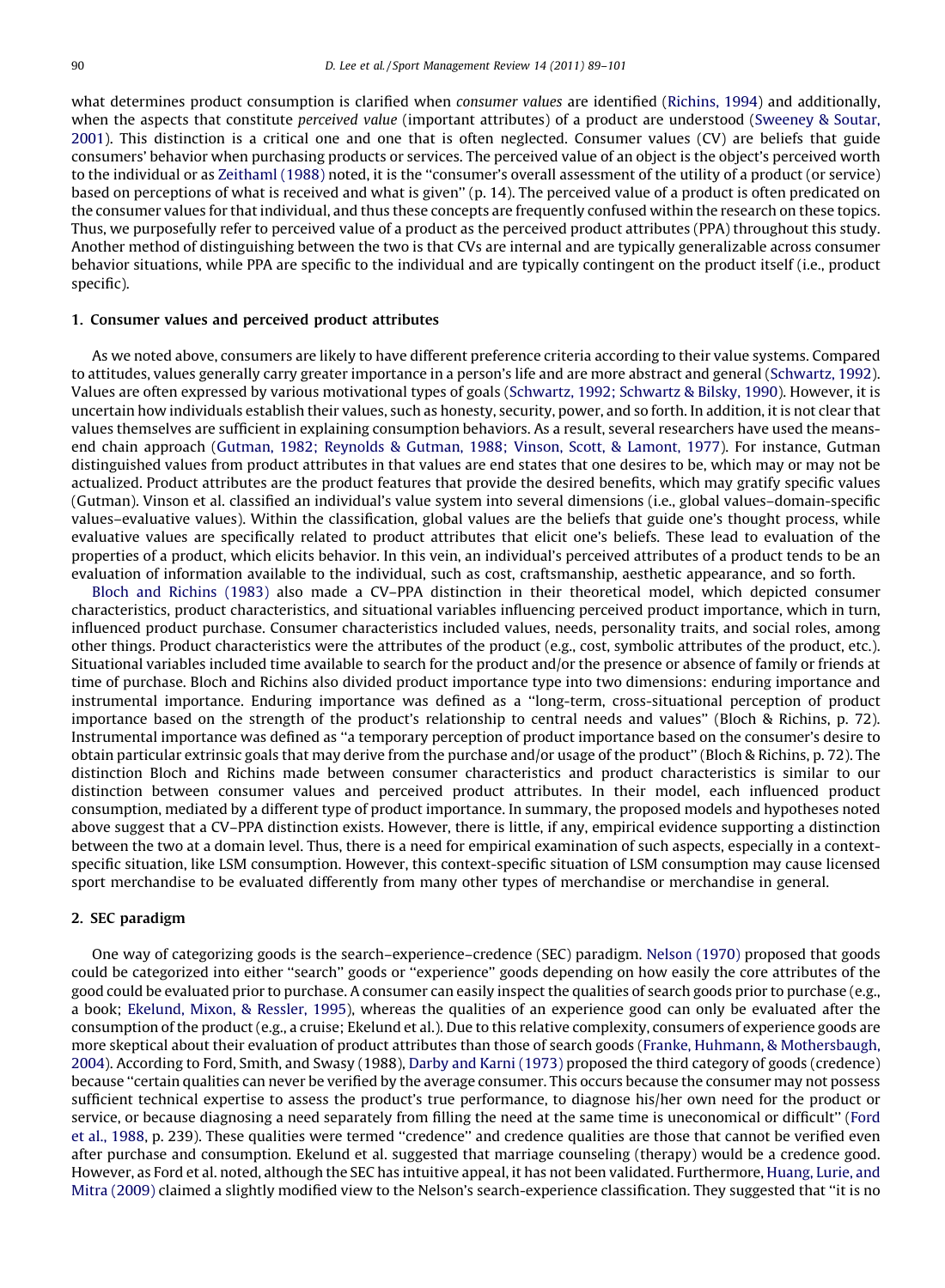what determines product consumption is clarified when *consumer values* are identified (Richins, 1994) and additionally, when the aspects that constitute *perceived value* (important attributes) of a product are understood (Sweeney & Soutar, 2001). This distinction is a critical one and one that is often neglected. Consumer values (CV) are beliefs that guide consumers' behavior when purchasing products or services. The perceived value of an object is the object's perceived worth to the individual or as Zeithaml (1988) noted, it is the ''consumer's overall assessment of the utility of a product (or service) based on perceptions of what is received and what is given'' (p. 14). The perceived value of a product is often predicated on the consumer values for that individual, and thus these concepts are frequently confused within the research on these topics. Thus, we purposefully refer to perceived value of a product as the perceived product attributes (PPA) throughout this study. Another method of distinguishing between the two is that CVs are internal and are typically generalizable across consumer behavior situations, while PPA are specific to the individual and are typically contingent on the product itself (i.e., product specific).

## 1. Consumer values and perceived product attributes

As we noted above, consumers are likely to have different preference criteria according to their value systems. Compared to attitudes, values generally carry greater importance in a person's life and are more abstract and general (Schwartz, 1992). Values are often expressed by various motivational types of goals (Schwartz, 1992; Schwartz & Bilsky, 1990). However, it is uncertain how individuals establish their values, such as honesty, security, power, and so forth. In addition, it is not clear that values themselves are sufficient in explaining consumption behaviors. As a result, several researchers have used the means-end chain approach (Gutman, 1982; Reynolds & Gutman, 1988; Vinson, Scott, & Lamont, 1977). For instance, Gutman distinguished values from product attributes in that values are end states that one desires to be, which may or may not be actualized. Product attributes are the product features that provide the desired benefits, which may gratify specific values (Gutman). Vinson et al. classified an individual's value system into several dimensions (i.e., global values–domain-specific values–evaluative values). Within the classification, global values are the beliefs that guide one's thought process, while evaluative values are specifically related to product attributes that elicit one's beliefs. These lead to evaluation of the properties of a product, which elicits behavior. In this vein, an individual's perceived attributes of a product tends to be an evaluation of information available to the individual, such as cost, craftsmanship, aesthetic appearance, and so forth.

Bloch and Richins (1983) also made a CV–PPA distinction in their theoretical model, which depicted consumer characteristics, product characteristics, and situational variables influencing perceived product importance, which in turn, influenced product purchase. Consumer characteristics included values, needs, personality traits, and social roles, among other things. Product characteristics were the attributes of the product (e.g., cost, symbolic attributes of the product, etc.). Situational variables included time available to search for the product and/or the presence or absence of family or friends at time of purchase. Bloch and Richins also divided product importance type into two dimensions: enduring importance and instrumental importance. Enduring importance was defined as a ''long-term, cross-situational perception of product importance based on the strength of the product's relationship to central needs and values'' (Bloch & Richins, p. 72). Instrumental importance was defined as ''a temporary perception of product importance based on the consumer's desire to obtain particular extrinsic goals that may derive from the purchase and/or usage of the product'' (Bloch & Richins, p. 72). The distinction Bloch and Richins made between consumer characteristics and product characteristics is similar to our distinction between consumer values and perceived product attributes. In their model, each influenced product consumption, mediated by a different type of product importance. In summary, the proposed models and hypotheses noted above suggest that a CV–PPA distinction exists. However, there is little, if any, empirical evidence supporting a distinction between the two at a domain level. Thus, there is a need for empirical examination of such aspects, especially in a context-specific situation, like LSM consumption. However, this context-specific situation of LSM consumption may cause licensed sport merchandise to be evaluated differently from many other types of merchandise or merchandise in general.

## 2. SEC paradigm

One way of categorizing goods is the search–experience–credence (SEC) paradigm. Nelson (1970) proposed that goods could be categorized into either ''search'' goods or ''experience'' goods depending on how easily the core attributes of the good could be evaluated prior to purchase. A consumer can easily inspect the qualities of search goods prior to purchase (e.g., a book; Ekelund, Mixon, & Ressler, 1995), whereas the qualities of an experience good can only be evaluated after the consumption of the product (e.g., a cruise; Ekelund et al.). Due to this relative complexity, consumers of experience goods are more skeptical about their evaluation of product attributes than those of search goods (Franke, Huhmann, & Mothersbaugh, 2004). According to Ford, Smith, and Swasy (1988), Darby and Karni (1973) proposed the third category of goods (credence) because ''certain qualities can never be verified by the average consumer. This occurs because the consumer may not possess sufficient technical expertise to assess the product's true performance, to diagnose his/her own need for the product or service, or because diagnosing a need separately from filling the need at the same time is uneconomical or difficult'' (Ford et al., 1988, p. 239). These qualities were termed ''credence'' and credence qualities are those that cannot be verified even after purchase and consumption. Ekelund et al. suggested that marriage counseling (therapy) would be a credence good. However, as Ford et al. noted, although the SEC has intuitive appeal, it has not been validated. Furthermore, Huang, Lurie, and Mitra (2009) claimed a slightly modified view to the Nelson's search-experience classification. They suggested that ''it is no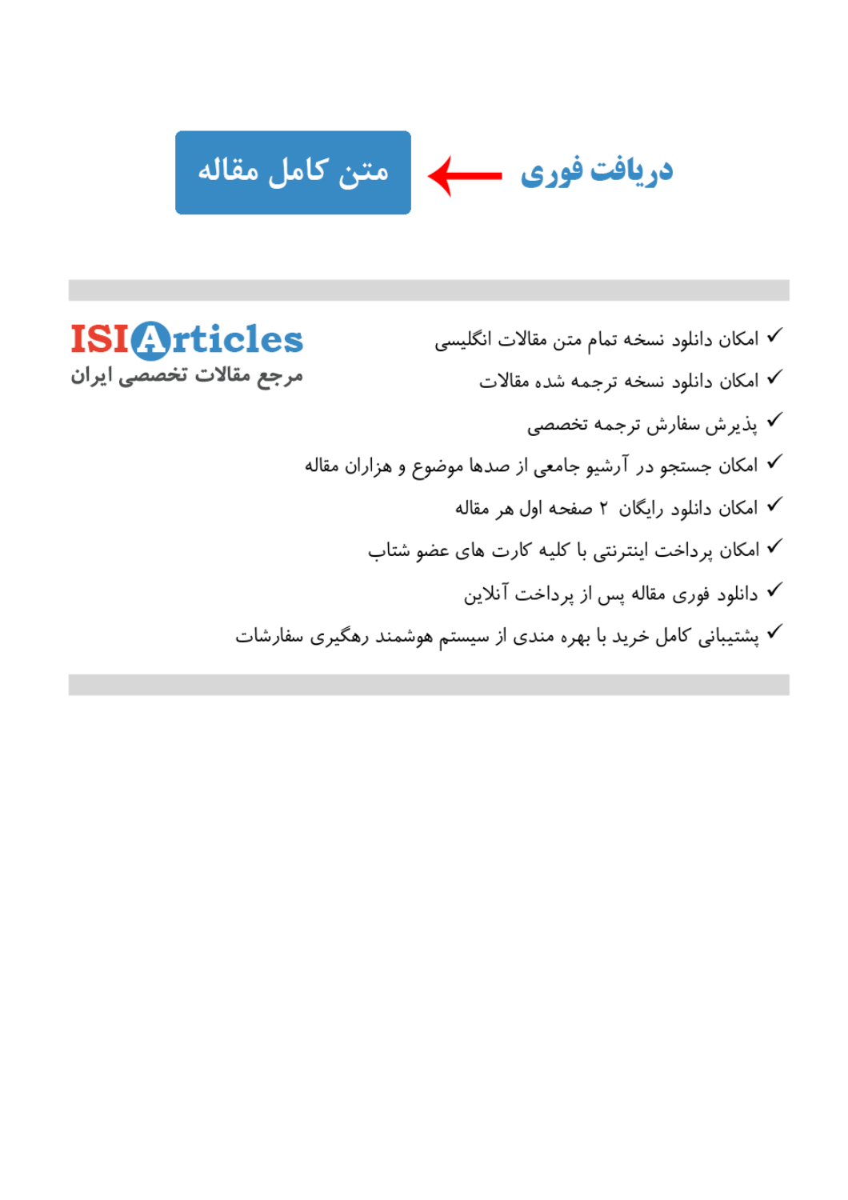دریافت فوری ← **متن کامل مقاله**

**ISIArticles**
مرجع مقالات تخصصی ایران

- ✓ امکان دانلود نسخه تمام متن مقالات انگلیسی
- ✓ امکان دانلود نسخه ترجمه شده مقالات
- ✓ پذیرش سفارش ترجمه تخصصی
- ✓ امکان جستجو در آرشیو جامعی از صدها موضوع و هزاران مقاله
- ✓ امکان دانلود رایگان ۲ صفحه اول هر مقاله
- ✓ امکان پرداخت اینترنتی با کلیه کارت های عضو شتاب
- ✓ دانلود فوری مقاله پس از پرداخت آنلاین
- ✓ پشتیبانی کامل خرید با بهره مندی از سیستم هوشمند رهگیری سفارشات